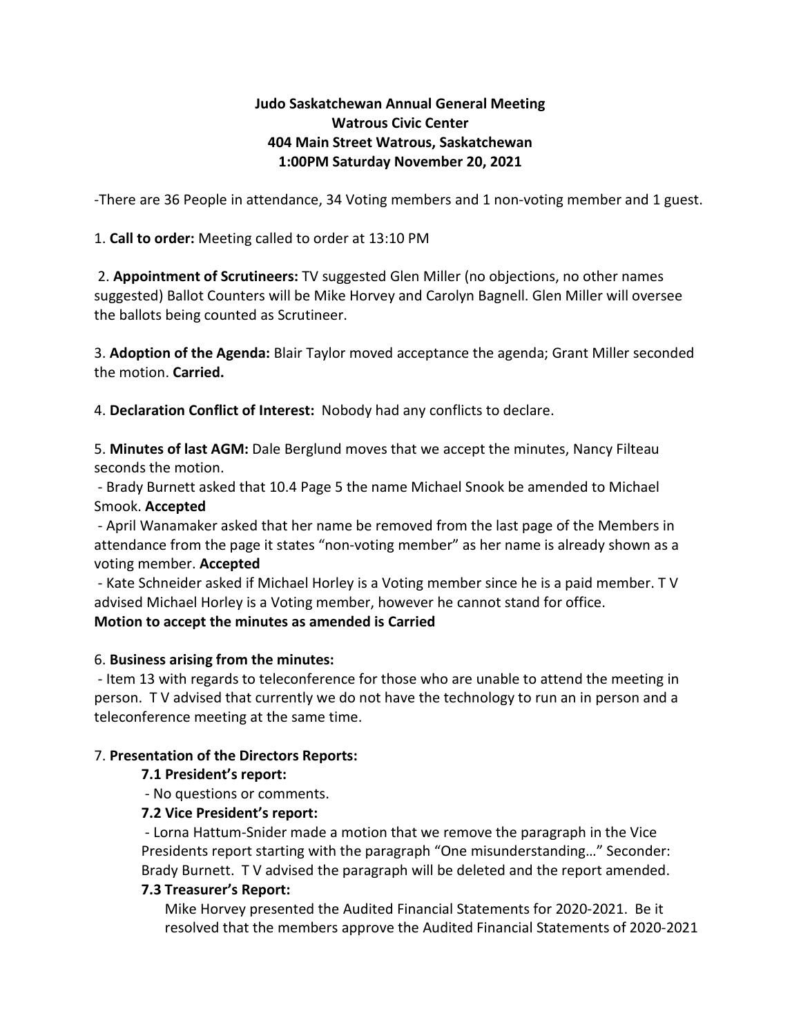**Judo Saskatchewan Annual General Meeting**
**Watrous Civic Center**
**404 Main Street Watrous, Saskatchewan**
**1:00PM Saturday November 20, 2021**

-There are 36 People in attendance, 34 Voting members and 1 non-voting member and 1 guest.

1. **Call to order:** Meeting called to order at 13:10 PM

2. **Appointment of Scrutineers:** TV suggested Glen Miller (no objections, no other names suggested) Ballot Counters will be Mike Horvey and Carolyn Bagnell. Glen Miller will oversee the ballots being counted as Scrutineer.

3. **Adoption of the Agenda:** Blair Taylor moved acceptance the agenda; Grant Miller seconded the motion. **Carried.**

4. **Declaration Conflict of Interest:** Nobody had any conflicts to declare.

5. **Minutes of last AGM:** Dale Berglund moves that we accept the minutes, Nancy Filteau seconds the motion.
 - Brady Burnett asked that 10.4 Page 5 the name Michael Snook be amended to Michael Smook. **Accepted**
 - April Wanamaker asked that her name be removed from the last page of the Members in attendance from the page it states "non-voting member" as her name is already shown as a voting member. **Accepted**
 - Kate Schneider asked if Michael Horley is a Voting member since he is a paid member. T V advised Michael Horley is a Voting member, however he cannot stand for office.
**Motion to accept the minutes as amended is Carried**

6. **Business arising from the minutes:**
 - Item 13 with regards to teleconference for those who are unable to attend the meeting in person. T V advised that currently we do not have the technology to run an in person and a teleconference meeting at the same time.

7. **Presentation of the Directors Reports:**

   **7.1 President's report:**
    - No questions or comments.

   **7.2 Vice President's report:**
    - Lorna Hattum-Snider made a motion that we remove the paragraph in the Vice Presidents report starting with the paragraph "One misunderstanding…" Seconder: Brady Burnett. T V advised the paragraph will be deleted and the report amended.

   **7.3 Treasurer's Report:**
   Mike Horvey presented the Audited Financial Statements for 2020-2021. Be it resolved that the members approve the Audited Financial Statements of 2020-2021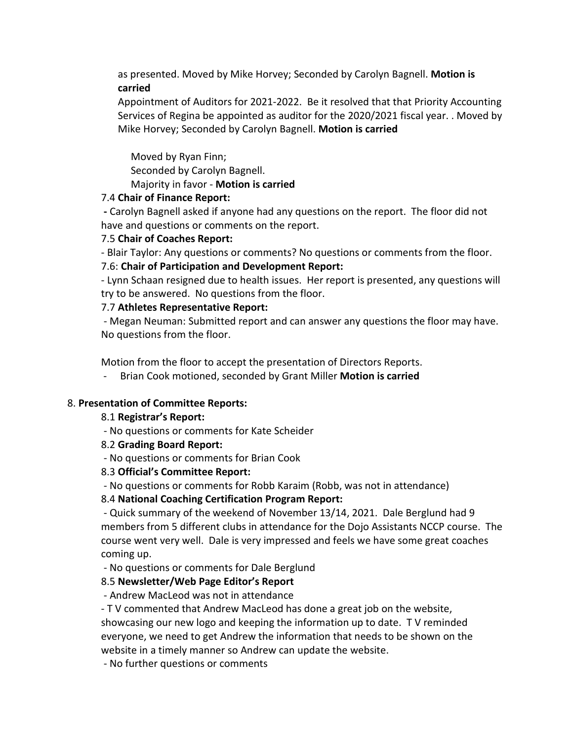as presented. Moved by Mike Horvey; Seconded by Carolyn Bagnell. **Motion is carried**

Appointment of Auditors for 2021-2022. Be it resolved that that Priority Accounting Services of Regina be appointed as auditor for the 2020/2021 fiscal year. . Moved by Mike Horvey; Seconded by Carolyn Bagnell. **Motion is carried**

Moved by Ryan Finn;
Seconded by Carolyn Bagnell.
Majority in favor - **Motion is carried**

7.4 **Chair of Finance Report:**

**-** Carolyn Bagnell asked if anyone had any questions on the report. The floor did not have and questions or comments on the report.

7.5 **Chair of Coaches Report:**

- Blair Taylor: Any questions or comments? No questions or comments from the floor.

7.6: **Chair of Participation and Development Report:**

- Lynn Schaan resigned due to health issues. Her report is presented, any questions will try to be answered. No questions from the floor.

7.7 **Athletes Representative Report:**

- Megan Neuman: Submitted report and can answer any questions the floor may have. No questions from the floor.

Motion from the floor to accept the presentation of Directors Reports.

- Brian Cook motioned, seconded by Grant Miller **Motion is carried**

8. **Presentation of Committee Reports:**

8.1 **Registrar's Report:**

- No questions or comments for Kate Scheider

8.2 **Grading Board Report:**

- No questions or comments for Brian Cook

8.3 **Official's Committee Report:**

- No questions or comments for Robb Karaim (Robb, was not in attendance)

8.4 **National Coaching Certification Program Report:**

- Quick summary of the weekend of November 13/14, 2021. Dale Berglund had 9 members from 5 different clubs in attendance for the Dojo Assistants NCCP course. The course went very well. Dale is very impressed and feels we have some great coaches coming up.

- No questions or comments for Dale Berglund

8.5 **Newsletter/Web Page Editor's Report**

- Andrew MacLeod was not in attendance

- T V commented that Andrew MacLeod has done a great job on the website, showcasing our new logo and keeping the information up to date. T V reminded everyone, we need to get Andrew the information that needs to be shown on the website in a timely manner so Andrew can update the website.

- No further questions or comments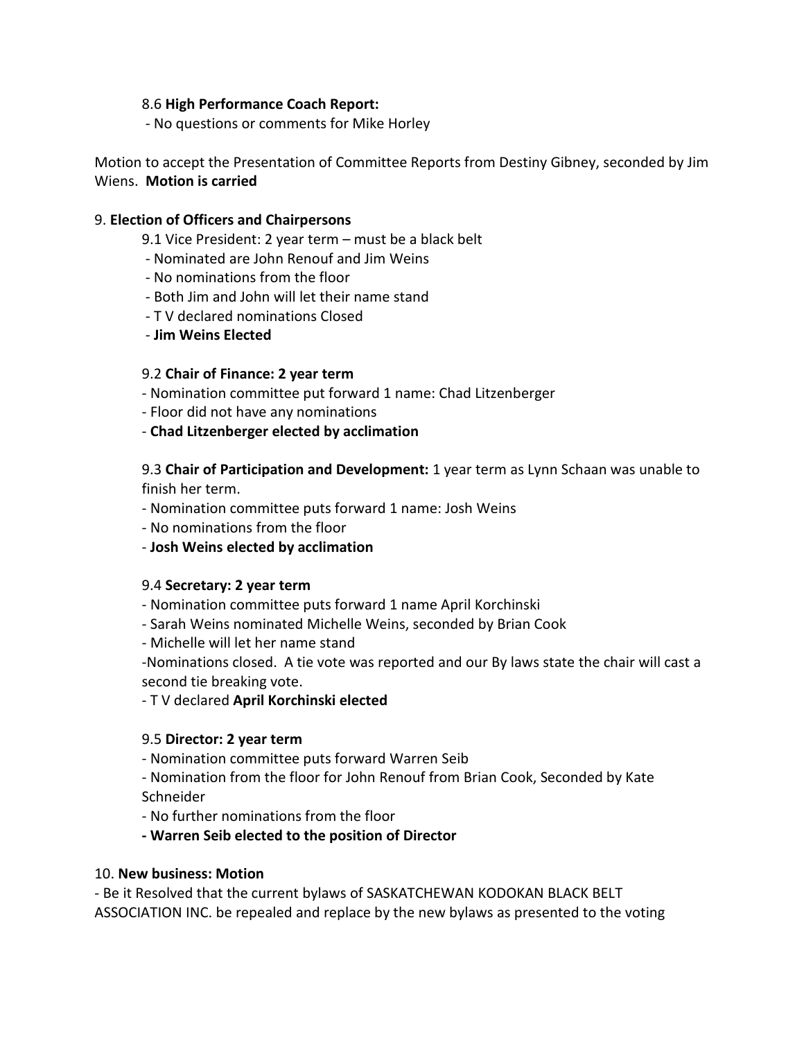8.6 **High Performance Coach Report:**

- No questions or comments for Mike Horley

Motion to accept the Presentation of Committee Reports from Destiny Gibney, seconded by Jim Wiens. **Motion is carried**

9. **Election of Officers and Chairpersons**

9.1 Vice President: 2 year term – must be a black belt

- Nominated are John Renouf and Jim Weins
- No nominations from the floor
- Both Jim and John will let their name stand
- T V declared nominations Closed
- **Jim Weins Elected**

9.2 **Chair of Finance: 2 year term**

- Nomination committee put forward 1 name: Chad Litzenberger
- Floor did not have any nominations
- **Chad Litzenberger elected by acclimation**

9.3 **Chair of Participation and Development:** 1 year term as Lynn Schaan was unable to finish her term.

- Nomination committee puts forward 1 name: Josh Weins
- No nominations from the floor
- **Josh Weins elected by acclimation**

9.4 **Secretary: 2 year term**

- Nomination committee puts forward 1 name April Korchinski
- Sarah Weins nominated Michelle Weins, seconded by Brian Cook
- Michelle will let her name stand
- Nominations closed. A tie vote was reported and our By laws state the chair will cast a second tie breaking vote.
- T V declared **April Korchinski elected**

9.5 **Director: 2 year term**

- Nomination committee puts forward Warren Seib
- Nomination from the floor for John Renouf from Brian Cook, Seconded by Kate Schneider
- No further nominations from the floor
- **Warren Seib elected to the position of Director**

10. **New business: Motion**

- Be it Resolved that the current bylaws of SASKATCHEWAN KODOKAN BLACK BELT ASSOCIATION INC. be repealed and replace by the new bylaws as presented to the voting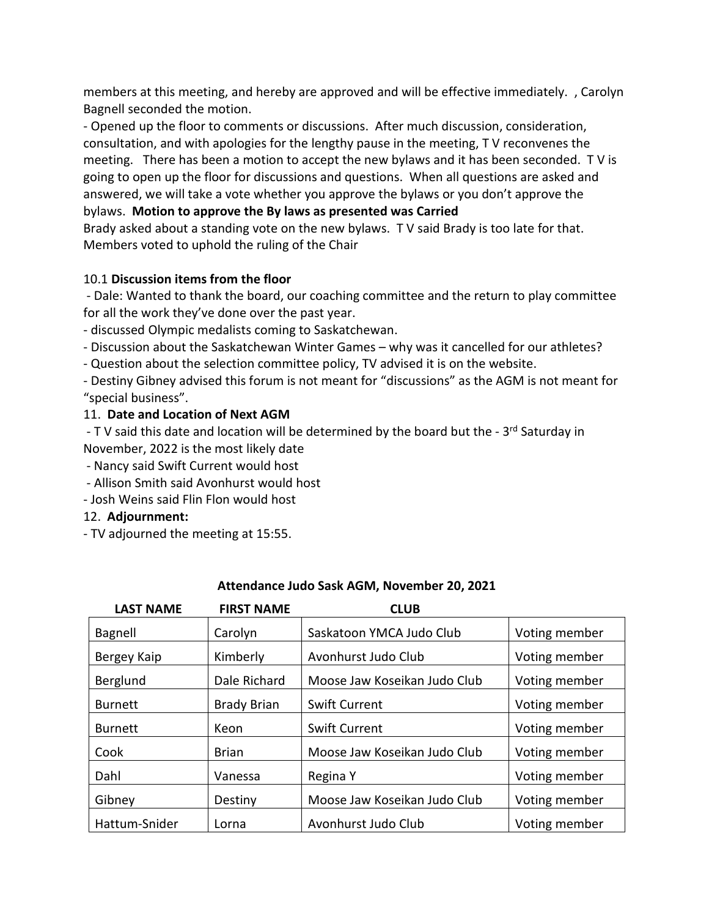members at this meeting, and hereby are approved and will be effective immediately. , Carolyn Bagnell seconded the motion.

- Opened up the floor to comments or discussions. After much discussion, consideration, consultation, and with apologies for the lengthy pause in the meeting, T V reconvenes the meeting. There has been a motion to accept the new bylaws and it has been seconded. T V is going to open up the floor for discussions and questions. When all questions are asked and answered, we will take a vote whether you approve the bylaws or you don't approve the bylaws. **Motion to approve the By laws as presented was Carried**

Brady asked about a standing vote on the new bylaws. T V said Brady is too late for that. Members voted to uphold the ruling of the Chair

10.1 **Discussion items from the floor**

- Dale: Wanted to thank the board, our coaching committee and the return to play committee for all the work they've done over the past year.
- discussed Olympic medalists coming to Saskatchewan.
- Discussion about the Saskatchewan Winter Games – why was it cancelled for our athletes?
- Question about the selection committee policy, TV advised it is on the website.
- Destiny Gibney advised this forum is not meant for "discussions" as the AGM is not meant for "special business".

11. **Date and Location of Next AGM**

- T V said this date and location will be determined by the board but the - 3rd Saturday in November, 2022 is the most likely date
- Nancy said Swift Current would host
- Allison Smith said Avonhurst would host
- Josh Weins said Flin Flon would host

12. **Adjournment:**

- TV adjourned the meeting at 15:55.

**Attendance Judo Sask AGM, November 20, 2021**

| LAST NAME | FIRST NAME | CLUB | |
|---|---|---|---|
| Bagnell | Carolyn | Saskatoon YMCA Judo Club | Voting member |
| Bergey Kaip | Kimberly | Avonhurst Judo Club | Voting member |
| Berglund | Dale Richard | Moose Jaw Koseikan Judo Club | Voting member |
| Burnett | Brady Brian | Swift Current | Voting member |
| Burnett | Keon | Swift Current | Voting member |
| Cook | Brian | Moose Jaw Koseikan Judo Club | Voting member |
| Dahl | Vanessa | Regina Y | Voting member |
| Gibney | Destiny | Moose Jaw Koseikan Judo Club | Voting member |
| Hattum-Snider | Lorna | Avonhurst Judo Club | Voting member |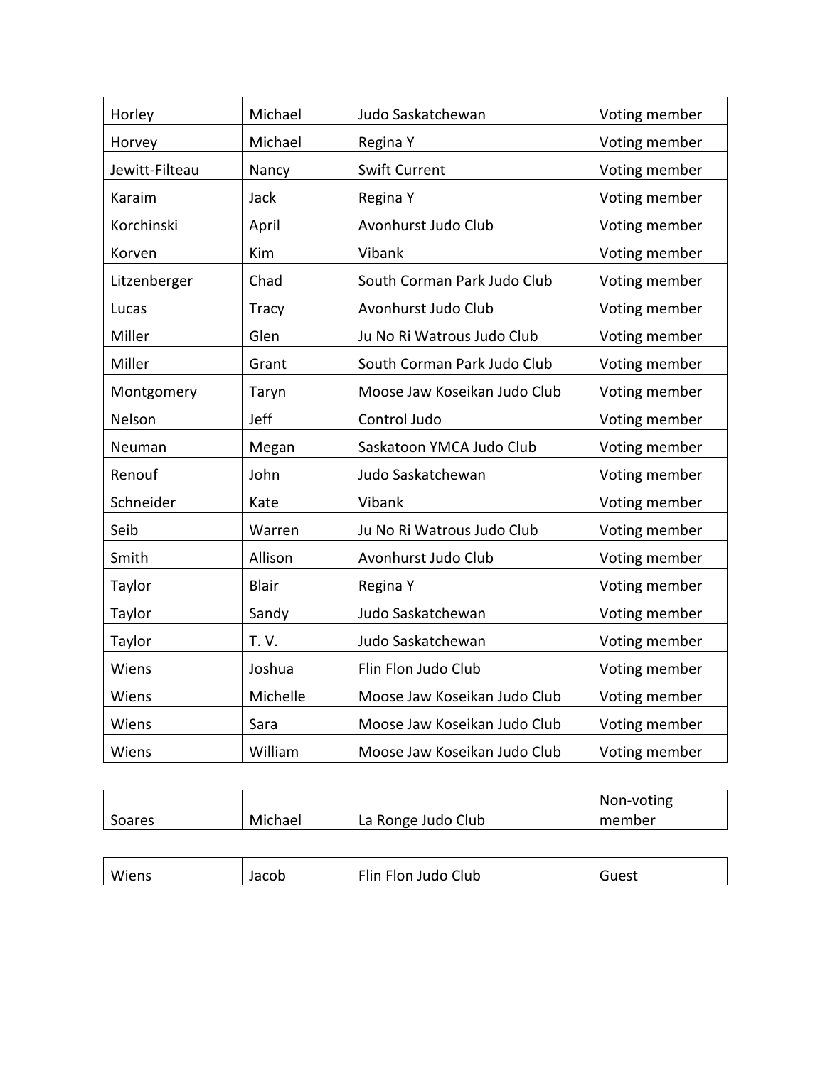| | | | |
|---|---|---|---|
| Horley | Michael | Judo Saskatchewan | Voting member |
| Horvey | Michael | Regina Y | Voting member |
| Jewitt-Filteau | Nancy | Swift Current | Voting member |
| Karaim | Jack | Regina Y | Voting member |
| Korchinski | April | Avonhurst Judo Club | Voting member |
| Korven | Kim | Vibank | Voting member |
| Litzenberger | Chad | South Corman Park Judo Club | Voting member |
| Lucas | Tracy | Avonhurst Judo Club | Voting member |
| Miller | Glen | Ju No Ri Watrous Judo Club | Voting member |
| Miller | Grant | South Corman Park Judo Club | Voting member |
| Montgomery | Taryn | Moose Jaw Koseikan Judo Club | Voting member |
| Nelson | Jeff | Control Judo | Voting member |
| Neuman | Megan | Saskatoon YMCA Judo Club | Voting member |
| Renouf | John | Judo Saskatchewan | Voting member |
| Schneider | Kate | Vibank | Voting member |
| Seib | Warren | Ju No Ri Watrous Judo Club | Voting member |
| Smith | Allison | Avonhurst Judo Club | Voting member |
| Taylor | Blair | Regina Y | Voting member |
| Taylor | Sandy | Judo Saskatchewan | Voting member |
| Taylor | T. V. | Judo Saskatchewan | Voting member |
| Wiens | Joshua | Flin Flon Judo Club | Voting member |
| Wiens | Michelle | Moose Jaw Koseikan Judo Club | Voting member |
| Wiens | Sara | Moose Jaw Koseikan Judo Club | Voting member |
| Wiens | William | Moose Jaw Koseikan Judo Club | Voting member |

| | | | |
|---|---|---|---|
| Soares | Michael | La Ronge Judo Club | Non-voting member |

| | | | |
|---|---|---|---|
| Wiens | Jacob | Flin Flon Judo Club | Guest |